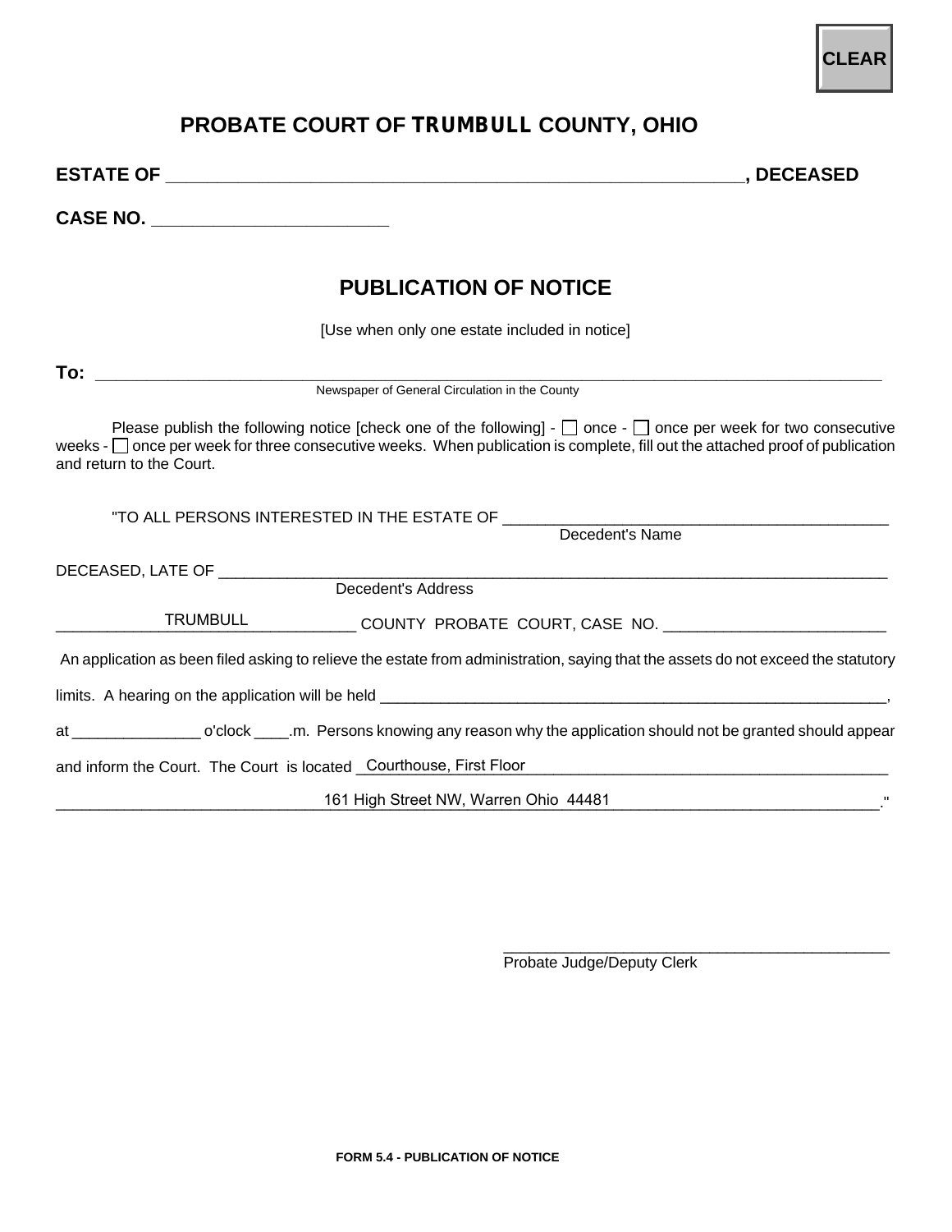CLEAR

## PROBATE COURT OF TRUMBULL COUNTY, OHIO

**ESTATE OF ____________________________________________________________, DECEASED**

**CASE NO. ________________________**

## PUBLICATION OF NOTICE

[Use when only one estate included in notice]

**To:** ____________________________________________________________________________________
Newspaper of General Circulation in the County

Please publish the following notice [check one of the following] - ☐ once - ☐ once per week for two consecutive weeks - ☐ once per week for three consecutive weeks. When publication is complete, fill out the attached proof of publication and return to the Court.

"TO ALL PERSONS INTERESTED IN THE ESTATE OF ________________________________________________
Decedent's Name

DECEASED, LATE OF ________________________________________________________________________
Decedent's Address

TRUMBULL COUNTY PROBATE COURT, CASE NO. __________________________

An application as been filed asking to relieve the estate from administration, saying that the assets do not exceed the statutory limits. A hearing on the application will be held ______________________________________________________________,

at _______________ o'clock ____.m. Persons knowing any reason why the application should not be granted should appear and inform the Court. The Court is located Courthouse, First Floor 161 High Street NW, Warren Ohio 44481."

______________________________________________
Probate Judge/Deputy Clerk

**FORM 5.4 - PUBLICATION OF NOTICE**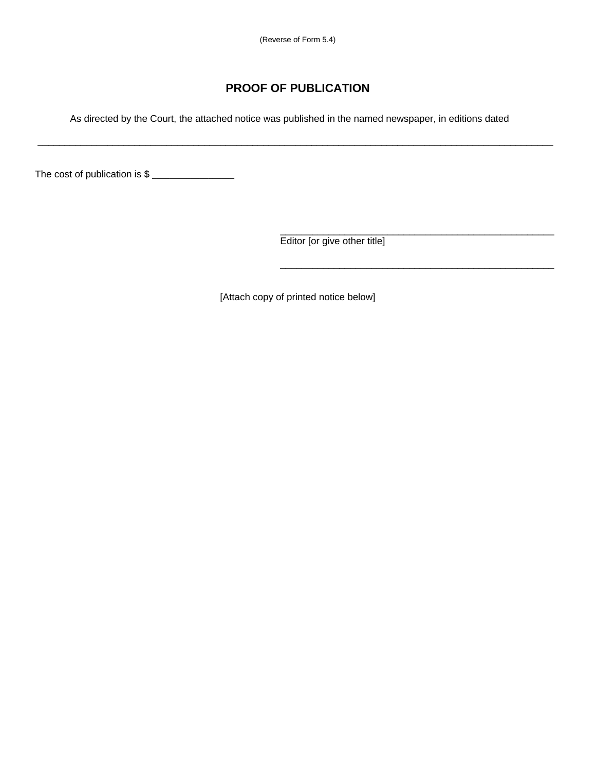(Reverse of Form 5.4)

## PROOF OF PUBLICATION

As directed by the Court, the attached notice was published in the named newspaper, in editions dated

_____________________________________________________________________________________________

The cost of publication is $ _______________

_____________________________________________________
Editor [or give other title]

_____________________________________________________

[Attach copy of printed notice below]